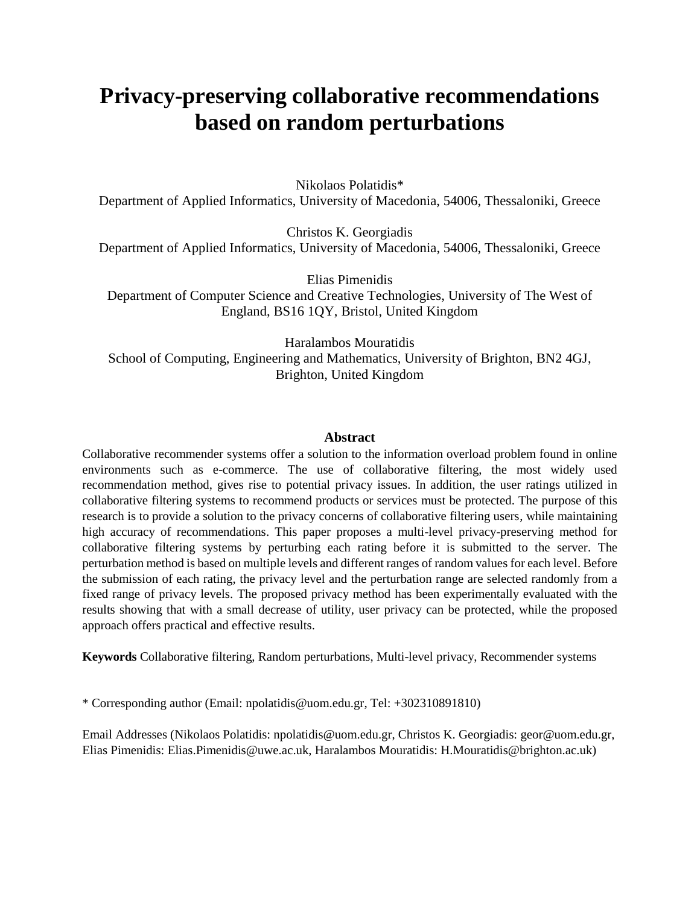# Privacy-preserving collaborative recommendations based on random perturbations

Nikolaos Polatidis*
Department of Applied Informatics, University of Macedonia, 54006, Thessaloniki, Greece

Christos K. Georgiadis
Department of Applied Informatics, University of Macedonia, 54006, Thessaloniki, Greece

Elias Pimenidis
Department of Computer Science and Creative Technologies, University of The West of England, BS16 1QY, Bristol, United Kingdom

Haralambos Mouratidis
School of Computing, Engineering and Mathematics, University of Brighton, BN2 4GJ, Brighton, United Kingdom

## Abstract

Collaborative recommender systems offer a solution to the information overload problem found in online environments such as e-commerce. The use of collaborative filtering, the most widely used recommendation method, gives rise to potential privacy issues. In addition, the user ratings utilized in collaborative filtering systems to recommend products or services must be protected. The purpose of this research is to provide a solution to the privacy concerns of collaborative filtering users, while maintaining high accuracy of recommendations. This paper proposes a multi-level privacy-preserving method for collaborative filtering systems by perturbing each rating before it is submitted to the server. The perturbation method is based on multiple levels and different ranges of random values for each level. Before the submission of each rating, the privacy level and the perturbation range are selected randomly from a fixed range of privacy levels. The proposed privacy method has been experimentally evaluated with the results showing that with a small decrease of utility, user privacy can be protected, while the proposed approach offers practical and effective results.

**Keywords** Collaborative filtering, Random perturbations, Multi-level privacy, Recommender systems

* Corresponding author (Email: npolatidis@uom.edu.gr, Tel: +302310891810)

Email Addresses (Nikolaos Polatidis: npolatidis@uom.edu.gr, Christos K. Georgiadis: geor@uom.edu.gr, Elias Pimenidis: Elias.Pimenidis@uwe.ac.uk, Haralambos Mouratidis: H.Mouratidis@brighton.ac.uk)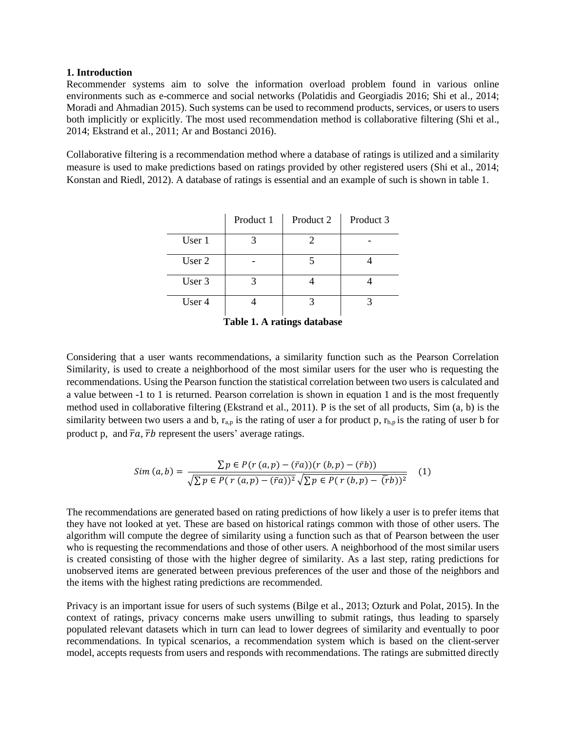### 1. Introduction

Recommender systems aim to solve the information overload problem found in various online environments such as e-commerce and social networks (Polatidis and Georgiadis 2016; Shi et al., 2014; Moradi and Ahmadian 2015). Such systems can be used to recommend products, services, or users to users both implicitly or explicitly. The most used recommendation method is collaborative filtering (Shi et al., 2014; Ekstrand et al., 2011; Ar and Bostanci 2016).

Collaborative filtering is a recommendation method where a database of ratings is utilized and a similarity measure is used to make predictions based on ratings provided by other registered users (Shi et al., 2014; Konstan and Riedl, 2012). A database of ratings is essential and an example of such is shown in table 1.

| | Product 1 | Product 2 | Product 3 |
|---|---|---|---|
| User 1 | 3 | 2 | - |
| User 2 | - | 5 | 4 |
| User 3 | 3 | 4 | 4 |
| User 4 | 4 | 3 | 3 |

**Table 1. A ratings database**

Considering that a user wants recommendations, a similarity function such as the Pearson Correlation Similarity, is used to create a neighborhood of the most similar users for the user who is requesting the recommendations. Using the Pearson function the statistical correlation between two users is calculated and a value between -1 to 1 is returned. Pearson correlation is shown in equation 1 and is the most frequently method used in collaborative filtering (Ekstrand et al., 2011). P is the set of all products, Sim (a, b) is the similarity between two users a and b, $r_{a,p}$ is the rating of user a for product p, $r_{b,p}$ is the rating of user b for product p, and $\bar{r}a, \bar{r}b$ represent the users' average ratings.

$$Sim\,(a,b) = \frac{\sum p \in P(r\,(a,p) - (\bar{r}a))(r\,(b,p) - (\bar{r}b))}{\sqrt{\sum p \in P(\,r\,(a,p) - (\bar{r}a))^2}\sqrt{\sum p \in P(\,r\,(b,p) - \,(\bar{r}b))^2}} \quad (1)$$

The recommendations are generated based on rating predictions of how likely a user is to prefer items that they have not looked at yet. These are based on historical ratings common with those of other users. The algorithm will compute the degree of similarity using a function such as that of Pearson between the user who is requesting the recommendations and those of other users. A neighborhood of the most similar users is created consisting of those with the higher degree of similarity. As a last step, rating predictions for unobserved items are generated between previous preferences of the user and those of the neighbors and the items with the highest rating predictions are recommended.

Privacy is an important issue for users of such systems (Bilge et al., 2013; Ozturk and Polat, 2015). In the context of ratings, privacy concerns make users unwilling to submit ratings, thus leading to sparsely populated relevant datasets which in turn can lead to lower degrees of similarity and eventually to poor recommendations. In typical scenarios, a recommendation system which is based on the client-server model, accepts requests from users and responds with recommendations. The ratings are submitted directly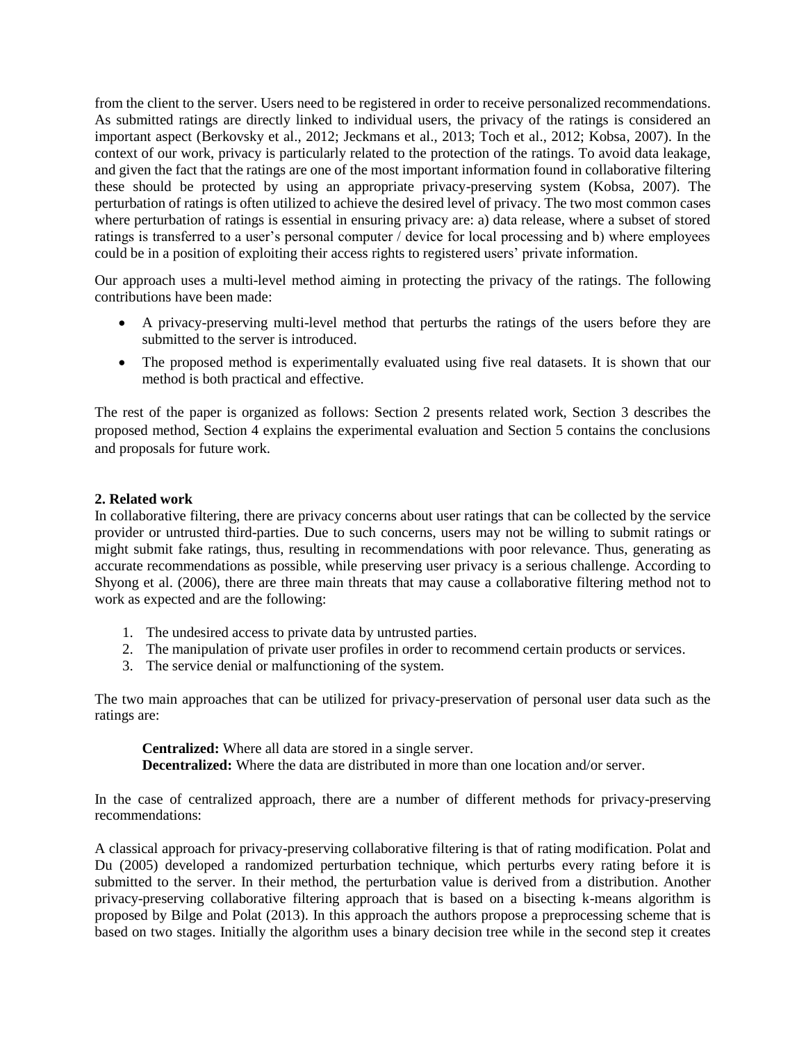from the client to the server. Users need to be registered in order to receive personalized recommendations. As submitted ratings are directly linked to individual users, the privacy of the ratings is considered an important aspect (Berkovsky et al., 2012; Jeckmans et al., 2013; Toch et al., 2012; Kobsa, 2007). In the context of our work, privacy is particularly related to the protection of the ratings. To avoid data leakage, and given the fact that the ratings are one of the most important information found in collaborative filtering these should be protected by using an appropriate privacy-preserving system (Kobsa, 2007). The perturbation of ratings is often utilized to achieve the desired level of privacy. The two most common cases where perturbation of ratings is essential in ensuring privacy are: a) data release, where a subset of stored ratings is transferred to a user's personal computer / device for local processing and b) where employees could be in a position of exploiting their access rights to registered users' private information.

Our approach uses a multi-level method aiming in protecting the privacy of the ratings. The following contributions have been made:

- A privacy-preserving multi-level method that perturbs the ratings of the users before they are submitted to the server is introduced.
- The proposed method is experimentally evaluated using five real datasets. It is shown that our method is both practical and effective.

The rest of the paper is organized as follows: Section 2 presents related work, Section 3 describes the proposed method, Section 4 explains the experimental evaluation and Section 5 contains the conclusions and proposals for future work.

## 2. Related work

In collaborative filtering, there are privacy concerns about user ratings that can be collected by the service provider or untrusted third-parties. Due to such concerns, users may not be willing to submit ratings or might submit fake ratings, thus, resulting in recommendations with poor relevance. Thus, generating as accurate recommendations as possible, while preserving user privacy is a serious challenge. According to Shyong et al. (2006), there are three main threats that may cause a collaborative filtering method not to work as expected and are the following:

1. The undesired access to private data by untrusted parties.
2. The manipulation of private user profiles in order to recommend certain products or services.
3. The service denial or malfunctioning of the system.

The two main approaches that can be utilized for privacy-preservation of personal user data such as the ratings are:

**Centralized:** Where all data are stored in a single server.
**Decentralized:** Where the data are distributed in more than one location and/or server.

In the case of centralized approach, there are a number of different methods for privacy-preserving recommendations:

A classical approach for privacy-preserving collaborative filtering is that of rating modification. Polat and Du (2005) developed a randomized perturbation technique, which perturbs every rating before it is submitted to the server. In their method, the perturbation value is derived from a distribution. Another privacy-preserving collaborative filtering approach that is based on a bisecting k-means algorithm is proposed by Bilge and Polat (2013). In this approach the authors propose a preprocessing scheme that is based on two stages. Initially the algorithm uses a binary decision tree while in the second step it creates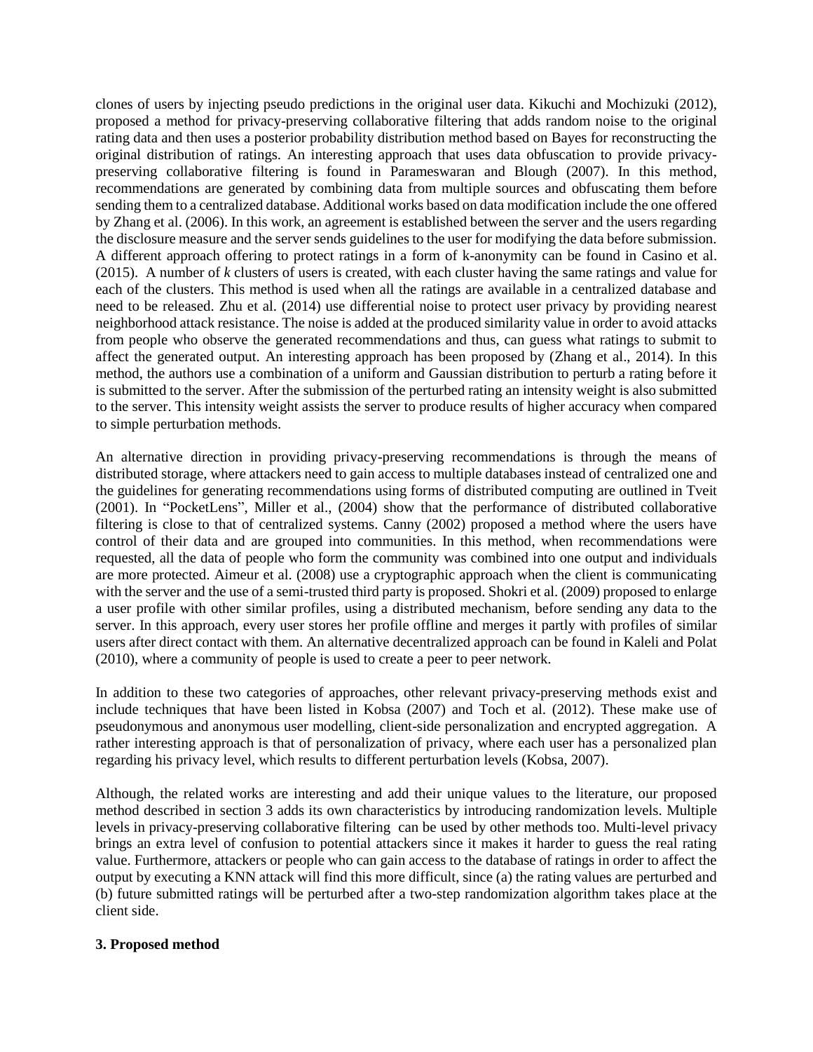clones of users by injecting pseudo predictions in the original user data. Kikuchi and Mochizuki (2012), proposed a method for privacy-preserving collaborative filtering that adds random noise to the original rating data and then uses a posterior probability distribution method based on Bayes for reconstructing the original distribution of ratings. An interesting approach that uses data obfuscation to provide privacy-preserving collaborative filtering is found in Parameswaran and Blough (2007). In this method, recommendations are generated by combining data from multiple sources and obfuscating them before sending them to a centralized database. Additional works based on data modification include the one offered by Zhang et al. (2006). In this work, an agreement is established between the server and the users regarding the disclosure measure and the server sends guidelines to the user for modifying the data before submission. A different approach offering to protect ratings in a form of k-anonymity can be found in Casino et al. (2015). A number of *k* clusters of users is created, with each cluster having the same ratings and value for each of the clusters. This method is used when all the ratings are available in a centralized database and need to be released. Zhu et al. (2014) use differential noise to protect user privacy by providing nearest neighborhood attack resistance. The noise is added at the produced similarity value in order to avoid attacks from people who observe the generated recommendations and thus, can guess what ratings to submit to affect the generated output. An interesting approach has been proposed by (Zhang et al., 2014). In this method, the authors use a combination of a uniform and Gaussian distribution to perturb a rating before it is submitted to the server. After the submission of the perturbed rating an intensity weight is also submitted to the server. This intensity weight assists the server to produce results of higher accuracy when compared to simple perturbation methods.

An alternative direction in providing privacy-preserving recommendations is through the means of distributed storage, where attackers need to gain access to multiple databases instead of centralized one and the guidelines for generating recommendations using forms of distributed computing are outlined in Tveit (2001). In "PocketLens", Miller et al., (2004) show that the performance of distributed collaborative filtering is close to that of centralized systems. Canny (2002) proposed a method where the users have control of their data and are grouped into communities. In this method, when recommendations were requested, all the data of people who form the community was combined into one output and individuals are more protected. Aimeur et al. (2008) use a cryptographic approach when the client is communicating with the server and the use of a semi-trusted third party is proposed. Shokri et al. (2009) proposed to enlarge a user profile with other similar profiles, using a distributed mechanism, before sending any data to the server. In this approach, every user stores her profile offline and merges it partly with profiles of similar users after direct contact with them. An alternative decentralized approach can be found in Kaleli and Polat (2010), where a community of people is used to create a peer to peer network.

In addition to these two categories of approaches, other relevant privacy-preserving methods exist and include techniques that have been listed in Kobsa (2007) and Toch et al. (2012). These make use of pseudonymous and anonymous user modelling, client-side personalization and encrypted aggregation. A rather interesting approach is that of personalization of privacy, where each user has a personalized plan regarding his privacy level, which results to different perturbation levels (Kobsa, 2007).

Although, the related works are interesting and add their unique values to the literature, our proposed method described in section 3 adds its own characteristics by introducing randomization levels. Multiple levels in privacy-preserving collaborative filtering can be used by other methods too. Multi-level privacy brings an extra level of confusion to potential attackers since it makes it harder to guess the real rating value. Furthermore, attackers or people who can gain access to the database of ratings in order to affect the output by executing a KNN attack will find this more difficult, since (a) the rating values are perturbed and (b) future submitted ratings will be perturbed after a two-step randomization algorithm takes place at the client side.

## 3. Proposed method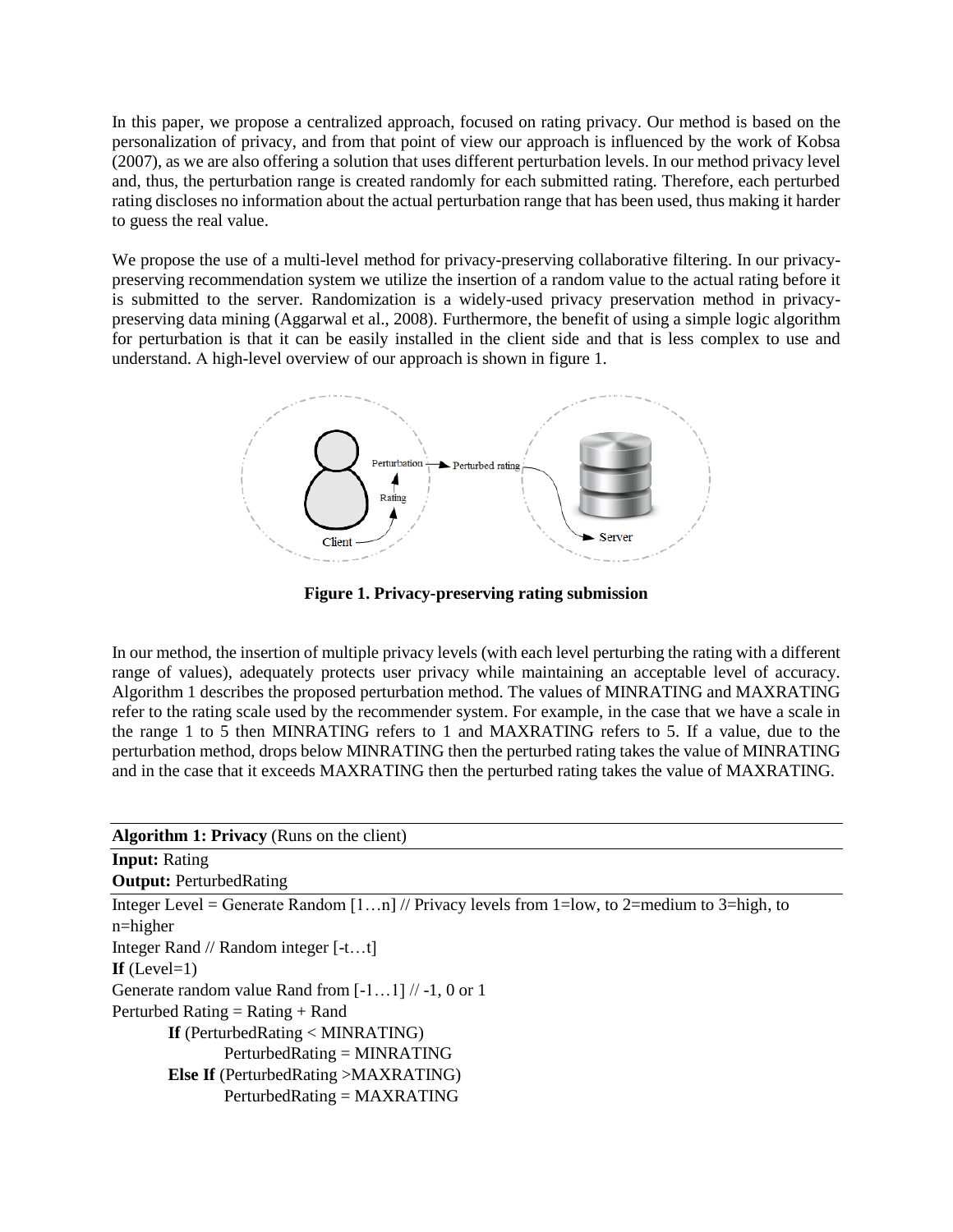In this paper, we propose a centralized approach, focused on rating privacy. Our method is based on the personalization of privacy, and from that point of view our approach is influenced by the work of Kobsa (2007), as we are also offering a solution that uses different perturbation levels. In our method privacy level and, thus, the perturbation range is created randomly for each submitted rating. Therefore, each perturbed rating discloses no information about the actual perturbation range that has been used, thus making it harder to guess the real value.

We propose the use of a multi-level method for privacy-preserving collaborative filtering. In our privacy-preserving recommendation system we utilize the insertion of a random value to the actual rating before it is submitted to the server. Randomization is a widely-used privacy preservation method in privacy-preserving data mining (Aggarwal et al., 2008). Furthermore, the benefit of using a simple logic algorithm for perturbation is that it can be easily installed in the client side and that is less complex to use and understand. A high-level overview of our approach is shown in figure 1.

**Figure 1. Privacy-preserving rating submission**

In our method, the insertion of multiple privacy levels (with each level perturbing the rating with a different range of values), adequately protects user privacy while maintaining an acceptable level of accuracy. Algorithm 1 describes the proposed perturbation method. The values of MINRATING and MAXRATING refer to the rating scale used by the recommender system. For example, in the case that we have a scale in the range 1 to 5 then MINRATING refers to 1 and MAXRATING refers to 5. If a value, due to the perturbation method, drops below MINRATING then the perturbed rating takes the value of MINRATING and in the case that it exceeds MAXRATING then the perturbed rating takes the value of MAXRATING.

**Algorithm 1: Privacy** (Runs on the client)

**Input:** Rating
**Output:** PerturbedRating

```
Integer Level = Generate Random [1…n] // Privacy levels from 1=low, to 2=medium to 3=high, to n=higher
Integer Rand // Random integer [-t…t]
If (Level=1)
Generate random value Rand from [-1…1] // -1, 0 or 1
Perturbed Rating = Rating + Rand
        If (PerturbedRating < MINRATING)
                PerturbedRating = MINRATING
        Else If (PerturbedRating >MAXRATING)
                PerturbedRating = MAXRATING
```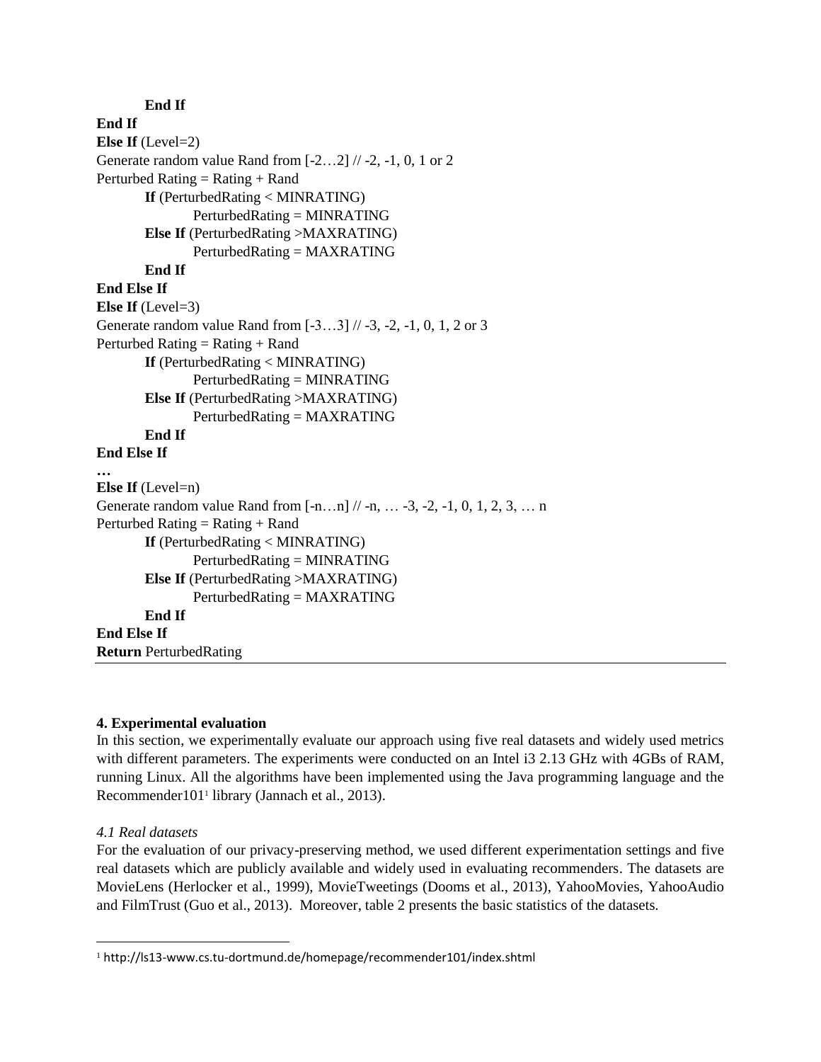```
        End If
End If
Else If (Level=2)
Generate random value Rand from [-2…2] // -2, -1, 0, 1 or 2
Perturbed Rating = Rating + Rand
        If (PerturbedRating < MINRATING)
                PerturbedRating = MINRATING
        Else If (PerturbedRating >MAXRATING)
                PerturbedRating = MAXRATING
        End If
End Else If
Else If (Level=3)
Generate random value Rand from [-3…3] // -3, -2, -1, 0, 1, 2 or 3
Perturbed Rating = Rating + Rand
        If (PerturbedRating < MINRATING)
                PerturbedRating = MINRATING
        Else If (PerturbedRating >MAXRATING)
                PerturbedRating = MAXRATING
        End If
End Else If
…
Else If (Level=n)
Generate random value Rand from [-n…n] // -n, … -3, -2, -1, 0, 1, 2, 3, … n
Perturbed Rating = Rating + Rand
        If (PerturbedRating < MINRATING)
                PerturbedRating = MINRATING
        Else If (PerturbedRating >MAXRATING)
                PerturbedRating = MAXRATING
        End If
End Else If
Return PerturbedRating
```

## 4. Experimental evaluation

In this section, we experimentally evaluate our approach using five real datasets and widely used metrics with different parameters. The experiments were conducted on an Intel i3 2.13 GHz with 4GBs of RAM, running Linux. All the algorithms have been implemented using the Java programming language and the Recommender101[1] library (Jannach et al., 2013).

### *4.1 Real datasets*

For the evaluation of our privacy-preserving method, we used different experimentation settings and five real datasets which are publicly available and widely used in evaluating recommenders. The datasets are MovieLens (Herlocker et al., 1999), MovieTweetings (Dooms et al., 2013), YahooMovies, YahooAudio and FilmTrust (Guo et al., 2013). Moreover, table 2 presents the basic statistics of the datasets.

---

[1] http://ls13-www.cs.tu-dortmund.de/homepage/recommender101/index.shtml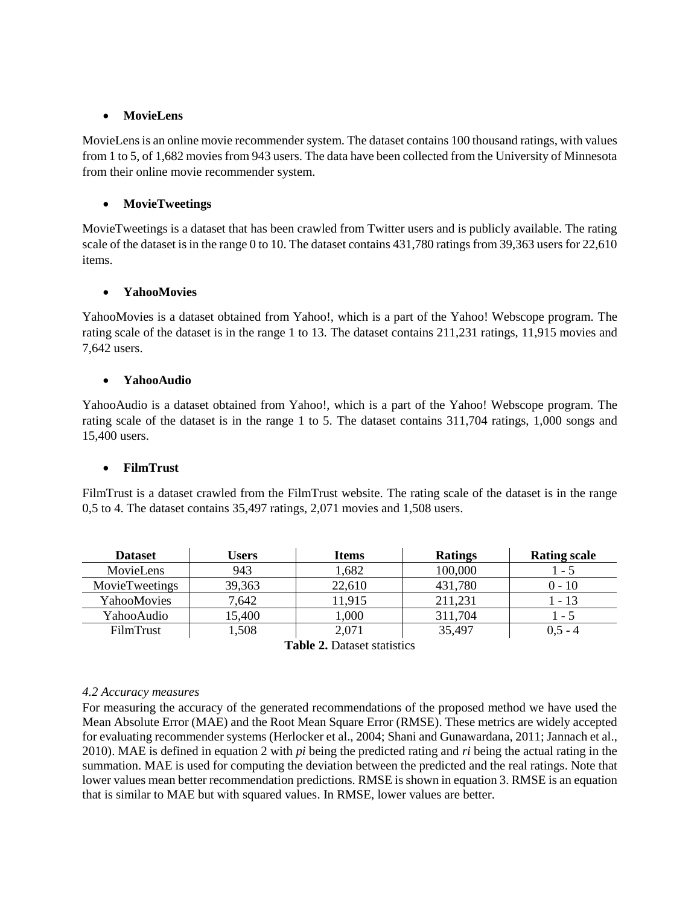- **MovieLens**

MovieLens is an online movie recommender system. The dataset contains 100 thousand ratings, with values from 1 to 5, of 1,682 movies from 943 users. The data have been collected from the University of Minnesota from their online movie recommender system.

- **MovieTweetings**

MovieTweetings is a dataset that has been crawled from Twitter users and is publicly available. The rating scale of the dataset is in the range 0 to 10. The dataset contains 431,780 ratings from 39,363 users for 22,610 items.

- **YahooMovies**

YahooMovies is a dataset obtained from Yahoo!, which is a part of the Yahoo! Webscope program. The rating scale of the dataset is in the range 1 to 13. The dataset contains 211,231 ratings, 11,915 movies and 7,642 users.

- **YahooAudio**

YahooAudio is a dataset obtained from Yahoo!, which is a part of the Yahoo! Webscope program. The rating scale of the dataset is in the range 1 to 5. The dataset contains 311,704 ratings, 1,000 songs and 15,400 users.

- **FilmTrust**

FilmTrust is a dataset crawled from the FilmTrust website. The rating scale of the dataset is in the range 0,5 to 4. The dataset contains 35,497 ratings, 2,071 movies and 1,508 users.

| Dataset | Users | Items | Ratings | Rating scale |
|---|---|---|---|---|
| MovieLens | 943 | 1,682 | 100,000 | 1 - 5 |
| MovieTweetings | 39,363 | 22,610 | 431,780 | 0 - 10 |
| YahooMovies | 7,642 | 11,915 | 211,231 | 1 - 13 |
| YahooAudio | 15,400 | 1,000 | 311,704 | 1 - 5 |
| FilmTrust | 1,508 | 2,071 | 35,497 | 0,5 - 4 |

**Table 2.** Dataset statistics

*4.2 Accuracy measures*

For measuring the accuracy of the generated recommendations of the proposed method we have used the Mean Absolute Error (MAE) and the Root Mean Square Error (RMSE). These metrics are widely accepted for evaluating recommender systems (Herlocker et al., 2004; Shani and Gunawardana, 2011; Jannach et al., 2010). MAE is defined in equation 2 with $p_i$ being the predicted rating and $r_i$ being the actual rating in the summation. MAE is used for computing the deviation between the predicted and the real ratings. Note that lower values mean better recommendation predictions. RMSE is shown in equation 3. RMSE is an equation that is similar to MAE but with squared values. In RMSE, lower values are better.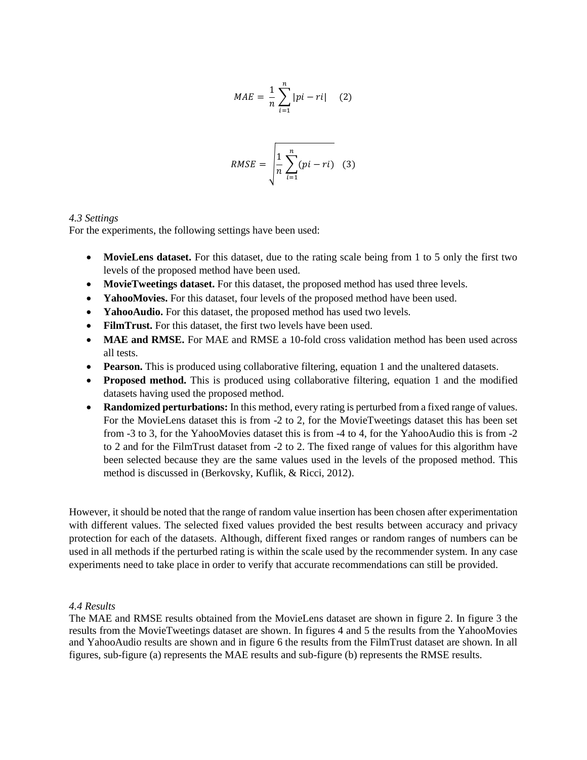$$MAE = \frac{1}{n}\sum_{i=1}^{n}|pi - ri| \quad (2)$$

$$RMSE = \sqrt{\frac{1}{n}\sum_{i=1}^{n}(pi - ri)} \quad (3)$$

*4.3 Settings*

For the experiments, the following settings have been used:

- **MovieLens dataset.** For this dataset, due to the rating scale being from 1 to 5 only the first two levels of the proposed method have been used.
- **MovieTweetings dataset.** For this dataset, the proposed method has used three levels.
- **YahooMovies.** For this dataset, four levels of the proposed method have been used.
- **YahooAudio.** For this dataset, the proposed method has used two levels.
- **FilmTrust.** For this dataset, the first two levels have been used.
- **MAE and RMSE.** For MAE and RMSE a 10-fold cross validation method has been used across all tests.
- **Pearson.** This is produced using collaborative filtering, equation 1 and the unaltered datasets.
- **Proposed method.** This is produced using collaborative filtering, equation 1 and the modified datasets having used the proposed method.
- **Randomized perturbations:** In this method, every rating is perturbed from a fixed range of values. For the MovieLens dataset this is from -2 to 2, for the MovieTweetings dataset this has been set from -3 to 3, for the YahooMovies dataset this is from -4 to 4, for the YahooAudio this is from -2 to 2 and for the FilmTrust dataset from -2 to 2. The fixed range of values for this algorithm have been selected because they are the same values used in the levels of the proposed method. This method is discussed in (Berkovsky, Kuflik, & Ricci, 2012).

However, it should be noted that the range of random value insertion has been chosen after experimentation with different values. The selected fixed values provided the best results between accuracy and privacy protection for each of the datasets. Although, different fixed ranges or random ranges of numbers can be used in all methods if the perturbed rating is within the scale used by the recommender system. In any case experiments need to take place in order to verify that accurate recommendations can still be provided.

*4.4 Results*

The MAE and RMSE results obtained from the MovieLens dataset are shown in figure 2. In figure 3 the results from the MovieTweetings dataset are shown. In figures 4 and 5 the results from the YahooMovies and YahooAudio results are shown and in figure 6 the results from the FilmTrust dataset are shown. In all figures, sub-figure (a) represents the MAE results and sub-figure (b) represents the RMSE results.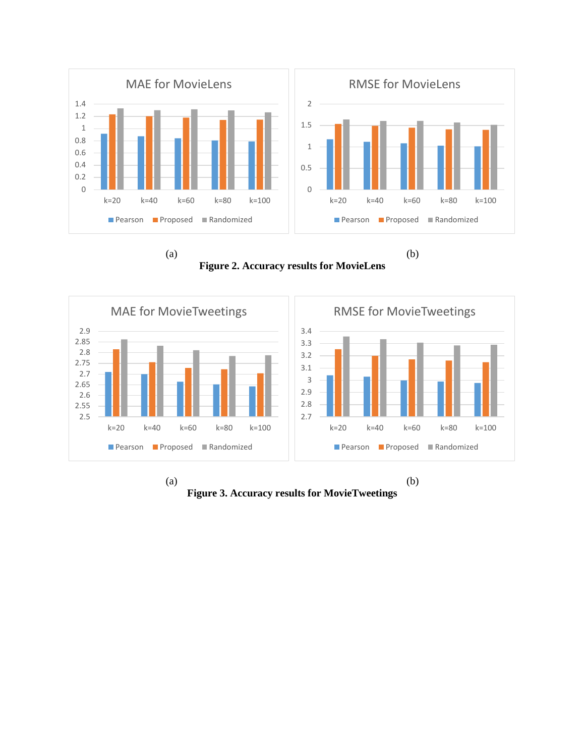(a) (b)

**Figure 2. Accuracy results for MovieLens**

(a) (b)

**Figure 3. Accuracy results for MovieTweetings**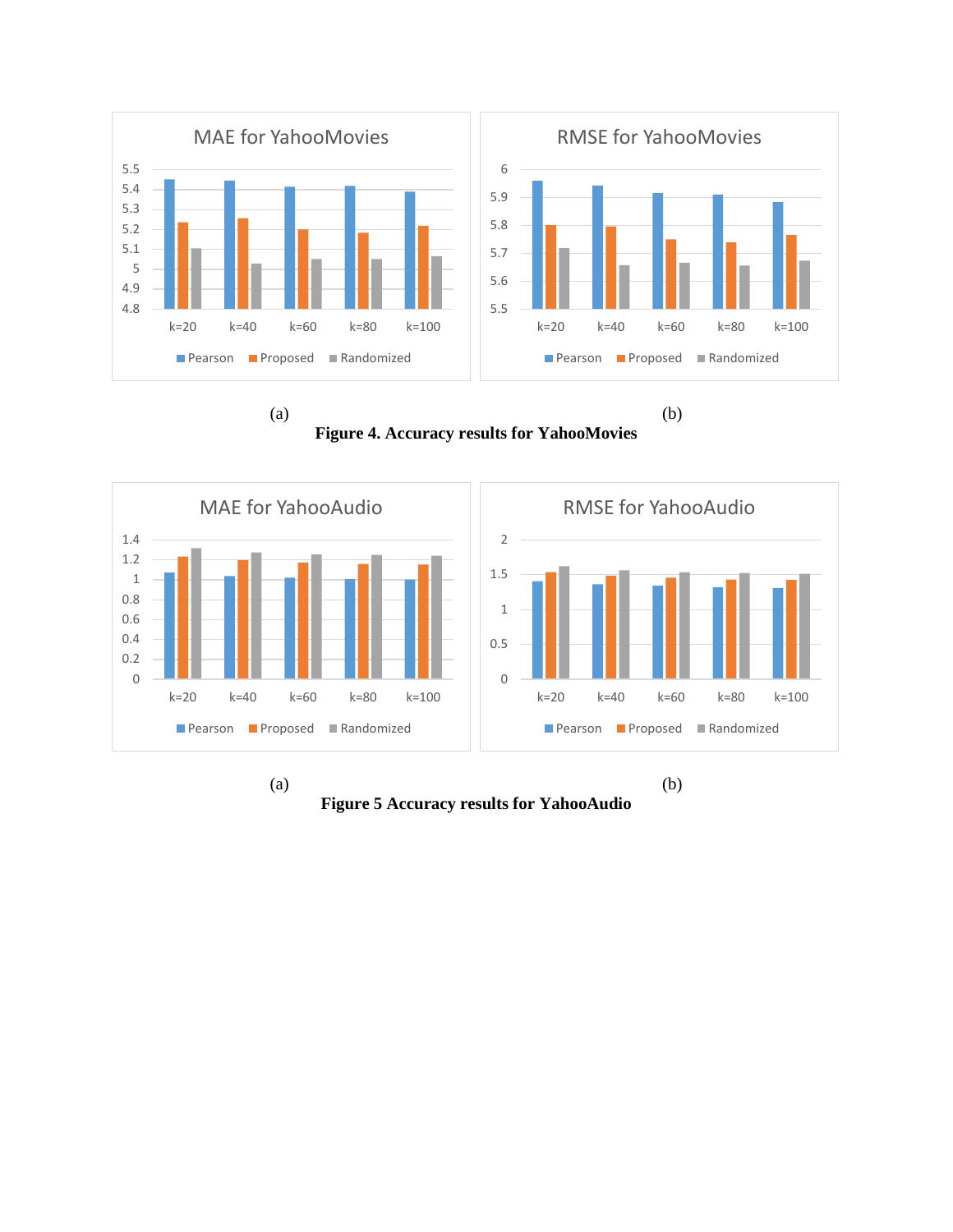(a) (b)

**Figure 4. Accuracy results for YahooMovies**

(a) (b)

**Figure 5 Accuracy results for YahooAudio**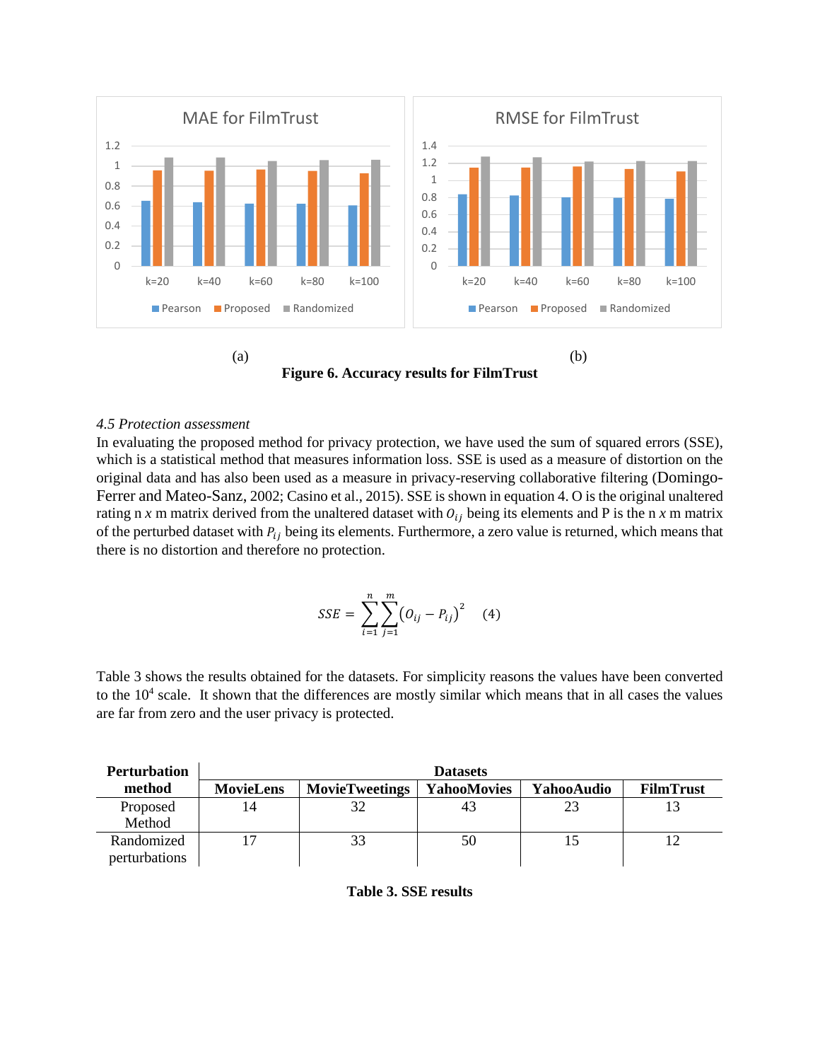(a) (b)

**Figure 6. Accuracy results for FilmTrust**

*4.5 Protection assessment*

In evaluating the proposed method for privacy protection, we have used the sum of squared errors (SSE), which is a statistical method that measures information loss. SSE is used as a measure of distortion on the original data and has also been used as a measure in privacy-reserving collaborative filtering (Domingo-Ferrer and Mateo-Sanz, 2002; Casino et al., 2015). SSE is shown in equation 4. O is the original unaltered rating n *x* m matrix derived from the unaltered dataset with $O_{ij}$ being its elements and P is the n *x* m matrix of the perturbed dataset with $P_{ij}$ being its elements. Furthermore, a zero value is returned, which means that there is no distortion and therefore no protection.

$$SSE = \sum_{i=1}^{n}\sum_{j=1}^{m}\left(O_{ij} - P_{ij}\right)^{2} \quad (4)$$

Table 3 shows the results obtained for the datasets. For simplicity reasons the values have been converted to the $10^4$ scale. It shown that the differences are mostly similar which means that in all cases the values are far from zero and the user privacy is protected.

| Perturbation method | Datasets | | | | |
|---|---|---|---|---|---|
| | **MovieLens** | **MovieTweetings** | **YahooMovies** | **YahooAudio** | **FilmTrust** |
| Proposed Method | 14 | 32 | 43 | 23 | 13 |
| Randomized perturbations | 17 | 33 | 50 | 15 | 12 |

**Table 3. SSE results**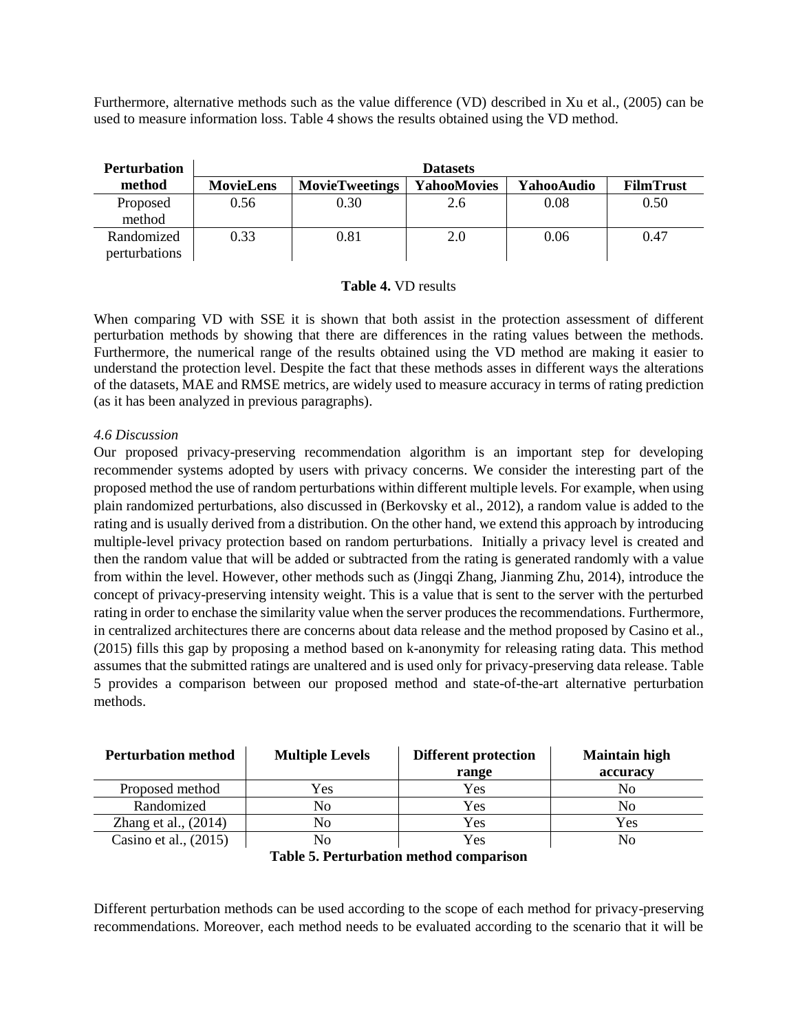Furthermore, alternative methods such as the value difference (VD) described in Xu et al., (2005) can be used to measure information loss. Table 4 shows the results obtained using the VD method.

| Perturbation method | Datasets | | | | |
|---|---|---|---|---|---|
| | MovieLens | MovieTweetings | YahooMovies | YahooAudio | FilmTrust |
| Proposed method | 0.56 | 0.30 | 2.6 | 0.08 | 0.50 |
| Randomized perturbations | 0.33 | 0.81 | 2.0 | 0.06 | 0.47 |

**Table 4.** VD results

When comparing VD with SSE it is shown that both assist in the protection assessment of different perturbation methods by showing that there are differences in the rating values between the methods. Furthermore, the numerical range of the results obtained using the VD method are making it easier to understand the protection level. Despite the fact that these methods asses in different ways the alterations of the datasets, MAE and RMSE metrics, are widely used to measure accuracy in terms of rating prediction (as it has been analyzed in previous paragraphs).

*4.6 Discussion*

Our proposed privacy-preserving recommendation algorithm is an important step for developing recommender systems adopted by users with privacy concerns. We consider the interesting part of the proposed method the use of random perturbations within different multiple levels. For example, when using plain randomized perturbations, also discussed in (Berkovsky et al., 2012), a random value is added to the rating and is usually derived from a distribution. On the other hand, we extend this approach by introducing multiple-level privacy protection based on random perturbations. Initially a privacy level is created and then the random value that will be added or subtracted from the rating is generated randomly with a value from within the level. However, other methods such as (Jingqi Zhang, Jianming Zhu, 2014), introduce the concept of privacy-preserving intensity weight. This is a value that is sent to the server with the perturbed rating in order to enchase the similarity value when the server produces the recommendations. Furthermore, in centralized architectures there are concerns about data release and the method proposed by Casino et al., (2015) fills this gap by proposing a method based on k-anonymity for releasing rating data. This method assumes that the submitted ratings are unaltered and is used only for privacy-preserving data release. Table 5 provides a comparison between our proposed method and state-of-the-art alternative perturbation methods.

| Perturbation method | Multiple Levels | Different protection range | Maintain high accuracy |
|---|---|---|---|
| Proposed method | Yes | Yes | No |
| Randomized | No | Yes | No |
| Zhang et al., (2014) | No | Yes | Yes |
| Casino et al., (2015) | No | Yes | No |

**Table 5. Perturbation method comparison**

Different perturbation methods can be used according to the scope of each method for privacy-preserving recommendations. Moreover, each method needs to be evaluated according to the scenario that it will be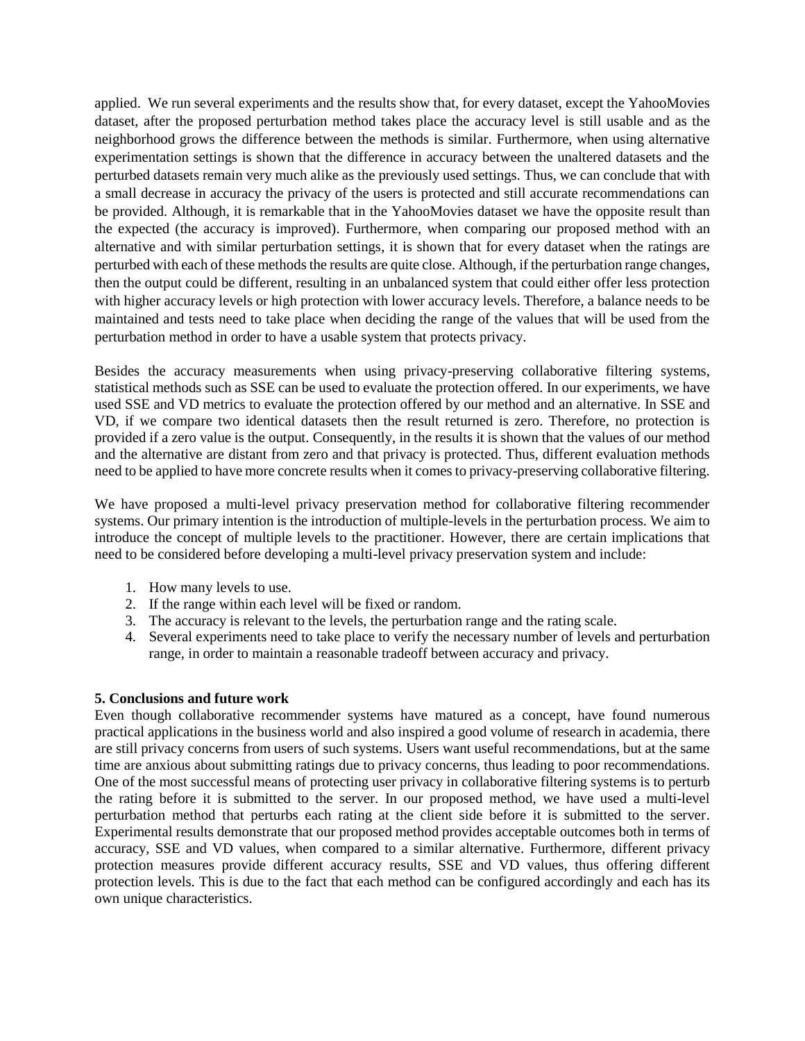applied. We run several experiments and the results show that, for every dataset, except the YahooMovies dataset, after the proposed perturbation method takes place the accuracy level is still usable and as the neighborhood grows the difference between the methods is similar. Furthermore, when using alternative experimentation settings is shown that the difference in accuracy between the unaltered datasets and the perturbed datasets remain very much alike as the previously used settings. Thus, we can conclude that with a small decrease in accuracy the privacy of the users is protected and still accurate recommendations can be provided. Although, it is remarkable that in the YahooMovies dataset we have the opposite result than the expected (the accuracy is improved). Furthermore, when comparing our proposed method with an alternative and with similar perturbation settings, it is shown that for every dataset when the ratings are perturbed with each of these methods the results are quite close. Although, if the perturbation range changes, then the output could be different, resulting in an unbalanced system that could either offer less protection with higher accuracy levels or high protection with lower accuracy levels. Therefore, a balance needs to be maintained and tests need to take place when deciding the range of the values that will be used from the perturbation method in order to have a usable system that protects privacy.

Besides the accuracy measurements when using privacy-preserving collaborative filtering systems, statistical methods such as SSE can be used to evaluate the protection offered. In our experiments, we have used SSE and VD metrics to evaluate the protection offered by our method and an alternative. In SSE and VD, if we compare two identical datasets then the result returned is zero. Therefore, no protection is provided if a zero value is the output. Consequently, in the results it is shown that the values of our method and the alternative are distant from zero and that privacy is protected. Thus, different evaluation methods need to be applied to have more concrete results when it comes to privacy-preserving collaborative filtering.

We have proposed a multi-level privacy preservation method for collaborative filtering recommender systems. Our primary intention is the introduction of multiple-levels in the perturbation process. We aim to introduce the concept of multiple levels to the practitioner. However, there are certain implications that need to be considered before developing a multi-level privacy preservation system and include:

1. How many levels to use.
2. If the range within each level will be fixed or random.
3. The accuracy is relevant to the levels, the perturbation range and the rating scale.
4. Several experiments need to take place to verify the necessary number of levels and perturbation range, in order to maintain a reasonable tradeoff between accuracy and privacy.

## 5. Conclusions and future work

Even though collaborative recommender systems have matured as a concept, have found numerous practical applications in the business world and also inspired a good volume of research in academia, there are still privacy concerns from users of such systems. Users want useful recommendations, but at the same time are anxious about submitting ratings due to privacy concerns, thus leading to poor recommendations. One of the most successful means of protecting user privacy in collaborative filtering systems is to perturb the rating before it is submitted to the server. In our proposed method, we have used a multi-level perturbation method that perturbs each rating at the client side before it is submitted to the server. Experimental results demonstrate that our proposed method provides acceptable outcomes both in terms of accuracy, SSE and VD values, when compared to a similar alternative. Furthermore, different privacy protection measures provide different accuracy results, SSE and VD values, thus offering different protection levels. This is due to the fact that each method can be configured accordingly and each has its own unique characteristics.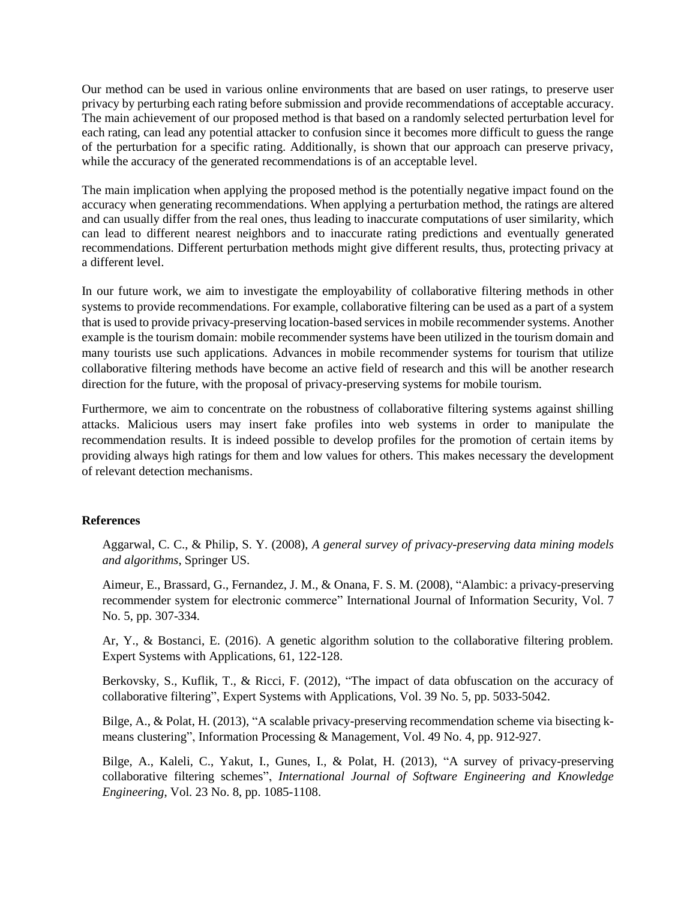Our method can be used in various online environments that are based on user ratings, to preserve user privacy by perturbing each rating before submission and provide recommendations of acceptable accuracy. The main achievement of our proposed method is that based on a randomly selected perturbation level for each rating, can lead any potential attacker to confusion since it becomes more difficult to guess the range of the perturbation for a specific rating. Additionally, is shown that our approach can preserve privacy, while the accuracy of the generated recommendations is of an acceptable level.

The main implication when applying the proposed method is the potentially negative impact found on the accuracy when generating recommendations. When applying a perturbation method, the ratings are altered and can usually differ from the real ones, thus leading to inaccurate computations of user similarity, which can lead to different nearest neighbors and to inaccurate rating predictions and eventually generated recommendations. Different perturbation methods might give different results, thus, protecting privacy at a different level.

In our future work, we aim to investigate the employability of collaborative filtering methods in other systems to provide recommendations. For example, collaborative filtering can be used as a part of a system that is used to provide privacy-preserving location-based services in mobile recommender systems. Another example is the tourism domain: mobile recommender systems have been utilized in the tourism domain and many tourists use such applications. Advances in mobile recommender systems for tourism that utilize collaborative filtering methods have become an active field of research and this will be another research direction for the future, with the proposal of privacy-preserving systems for mobile tourism.

Furthermore, we aim to concentrate on the robustness of collaborative filtering systems against shilling attacks. Malicious users may insert fake profiles into web systems in order to manipulate the recommendation results. It is indeed possible to develop profiles for the promotion of certain items by providing always high ratings for them and low values for others. This makes necessary the development of relevant detection mechanisms.

**References**

Aggarwal, C. C., & Philip, S. Y. (2008), *A general survey of privacy-preserving data mining models and algorithms*, Springer US.

Aimeur, E., Brassard, G., Fernandez, J. M., & Onana, F. S. M. (2008), "Alambic: a privacy-preserving recommender system for electronic commerce" International Journal of Information Security, Vol. 7 No. 5, pp. 307-334.

Ar, Y., & Bostanci, E. (2016). A genetic algorithm solution to the collaborative filtering problem. Expert Systems with Applications, 61, 122-128.

Berkovsky, S., Kuflik, T., & Ricci, F. (2012), "The impact of data obfuscation on the accuracy of collaborative filtering", Expert Systems with Applications, Vol. 39 No. 5, pp. 5033-5042.

Bilge, A., & Polat, H. (2013), "A scalable privacy-preserving recommendation scheme via bisecting k-means clustering", Information Processing & Management, Vol. 49 No. 4, pp. 912-927.

Bilge, A., Kaleli, C., Yakut, I., Gunes, I., & Polat, H. (2013), "A survey of privacy-preserving collaborative filtering schemes", *International Journal of Software Engineering and Knowledge Engineering*, Vol. 23 No. 8, pp. 1085-1108.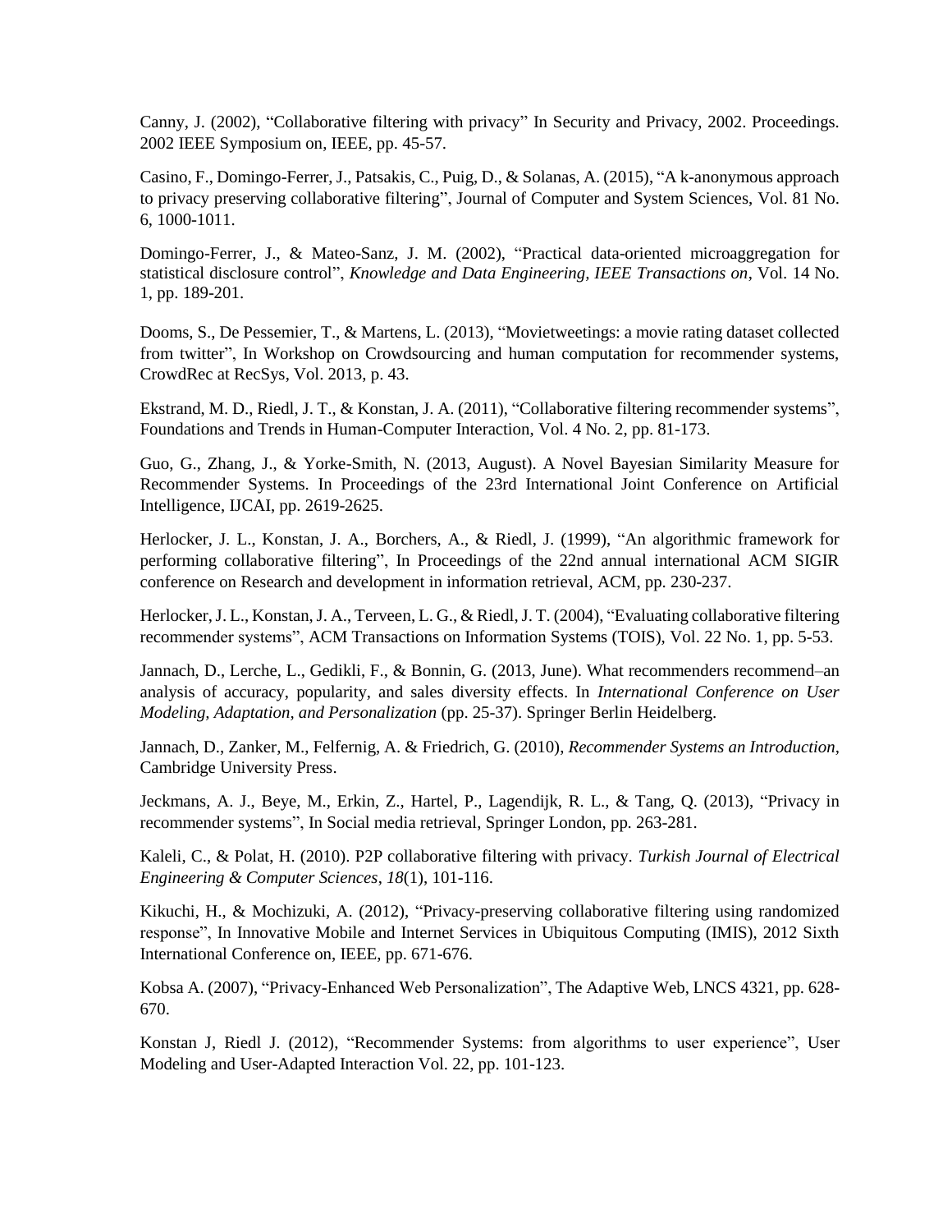Canny, J. (2002), "Collaborative filtering with privacy" In Security and Privacy, 2002. Proceedings. 2002 IEEE Symposium on, IEEE, pp. 45-57.

Casino, F., Domingo-Ferrer, J., Patsakis, C., Puig, D., & Solanas, A. (2015), "A k-anonymous approach to privacy preserving collaborative filtering", Journal of Computer and System Sciences, Vol. 81 No. 6, 1000-1011.

Domingo-Ferrer, J., & Mateo-Sanz, J. M. (2002), "Practical data-oriented microaggregation for statistical disclosure control", *Knowledge and Data Engineering, IEEE Transactions on*, Vol. 14 No. 1, pp. 189-201.

Dooms, S., De Pessemier, T., & Martens, L. (2013), "Movietweetings: a movie rating dataset collected from twitter", In Workshop on Crowdsourcing and human computation for recommender systems, CrowdRec at RecSys, Vol. 2013, p. 43.

Ekstrand, M. D., Riedl, J. T., & Konstan, J. A. (2011), "Collaborative filtering recommender systems", Foundations and Trends in Human-Computer Interaction, Vol. 4 No. 2, pp. 81-173.

Guo, G., Zhang, J., & Yorke-Smith, N. (2013, August). A Novel Bayesian Similarity Measure for Recommender Systems. In Proceedings of the 23rd International Joint Conference on Artificial Intelligence, IJCAI, pp. 2619-2625.

Herlocker, J. L., Konstan, J. A., Borchers, A., & Riedl, J. (1999), "An algorithmic framework for performing collaborative filtering", In Proceedings of the 22nd annual international ACM SIGIR conference on Research and development in information retrieval, ACM, pp. 230-237.

Herlocker, J. L., Konstan, J. A., Terveen, L. G., & Riedl, J. T. (2004), "Evaluating collaborative filtering recommender systems", ACM Transactions on Information Systems (TOIS), Vol. 22 No. 1, pp. 5-53.

Jannach, D., Lerche, L., Gedikli, F., & Bonnin, G. (2013, June). What recommenders recommend–an analysis of accuracy, popularity, and sales diversity effects. In *International Conference on User Modeling, Adaptation, and Personalization* (pp. 25-37). Springer Berlin Heidelberg.

Jannach, D., Zanker, M., Felfernig, A. & Friedrich, G. (2010), *Recommender Systems an Introduction*, Cambridge University Press.

Jeckmans, A. J., Beye, M., Erkin, Z., Hartel, P., Lagendijk, R. L., & Tang, Q. (2013), "Privacy in recommender systems", In Social media retrieval, Springer London, pp. 263-281.

Kaleli, C., & Polat, H. (2010). P2P collaborative filtering with privacy. *Turkish Journal of Electrical Engineering & Computer Sciences*, *18*(1), 101-116.

Kikuchi, H., & Mochizuki, A. (2012), "Privacy-preserving collaborative filtering using randomized response", In Innovative Mobile and Internet Services in Ubiquitous Computing (IMIS), 2012 Sixth International Conference on, IEEE, pp. 671-676.

Kobsa A. (2007), "Privacy-Enhanced Web Personalization", The Adaptive Web, LNCS 4321, pp. 628-670.

Konstan J, Riedl J. (2012), "Recommender Systems: from algorithms to user experience", User Modeling and User-Adapted Interaction Vol. 22, pp. 101-123.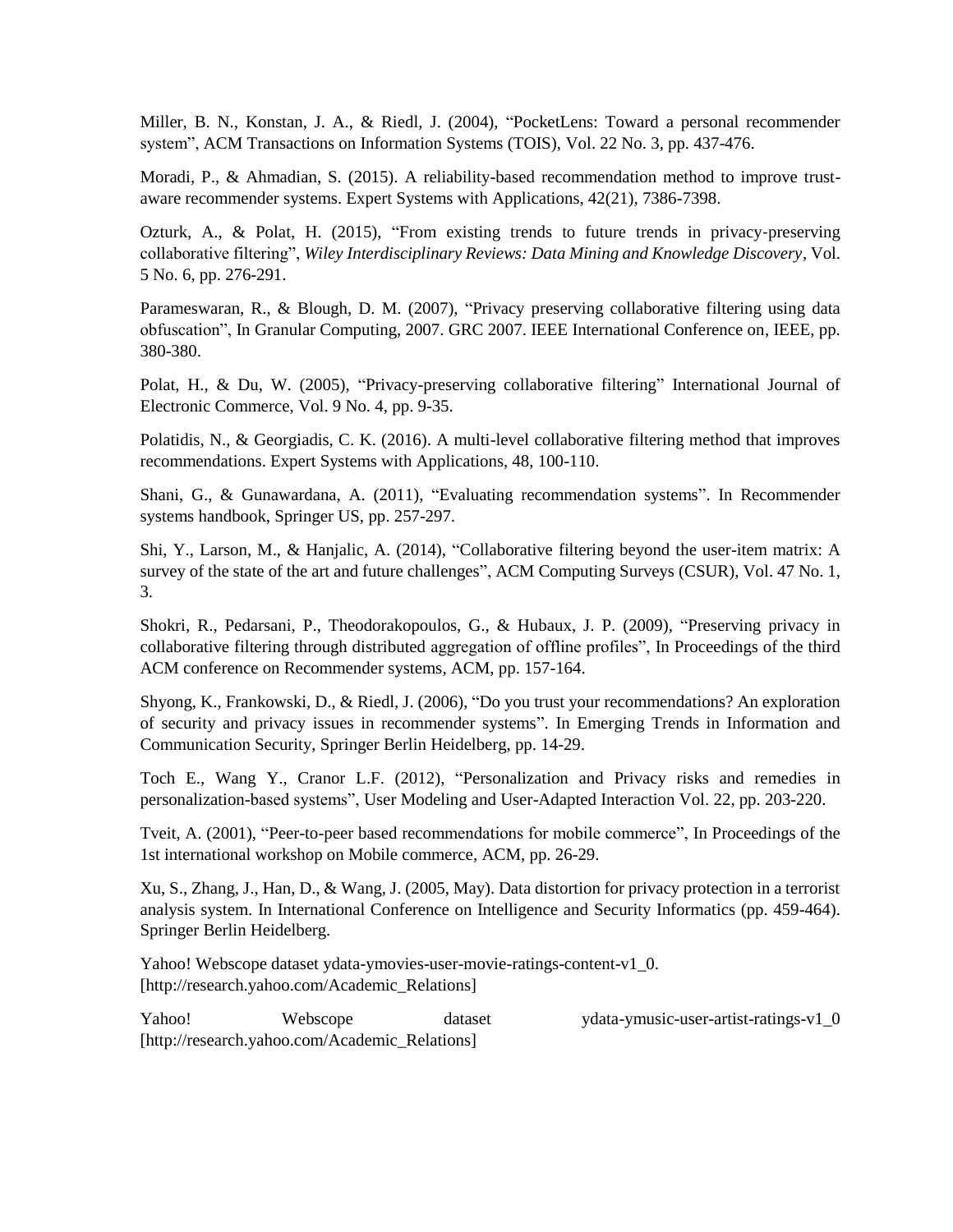Miller, B. N., Konstan, J. A., & Riedl, J. (2004), "PocketLens: Toward a personal recommender system", ACM Transactions on Information Systems (TOIS), Vol. 22 No. 3, pp. 437-476.

Moradi, P., & Ahmadian, S. (2015). A reliability-based recommendation method to improve trust-aware recommender systems. Expert Systems with Applications, 42(21), 7386-7398.

Ozturk, A., & Polat, H. (2015), "From existing trends to future trends in privacy-preserving collaborative filtering", *Wiley Interdisciplinary Reviews: Data Mining and Knowledge Discovery*, Vol. 5 No. 6, pp. 276-291.

Parameswaran, R., & Blough, D. M. (2007), "Privacy preserving collaborative filtering using data obfuscation", In Granular Computing, 2007. GRC 2007. IEEE International Conference on, IEEE, pp. 380-380.

Polat, H., & Du, W. (2005), "Privacy-preserving collaborative filtering" International Journal of Electronic Commerce, Vol. 9 No. 4, pp. 9-35.

Polatidis, N., & Georgiadis, C. K. (2016). A multi-level collaborative filtering method that improves recommendations. Expert Systems with Applications, 48, 100-110.

Shani, G., & Gunawardana, A. (2011), "Evaluating recommendation systems". In Recommender systems handbook, Springer US, pp. 257-297.

Shi, Y., Larson, M., & Hanjalic, A. (2014), "Collaborative filtering beyond the user-item matrix: A survey of the state of the art and future challenges", ACM Computing Surveys (CSUR), Vol. 47 No. 1, 3.

Shokri, R., Pedarsani, P., Theodorakopoulos, G., & Hubaux, J. P. (2009), "Preserving privacy in collaborative filtering through distributed aggregation of offline profiles", In Proceedings of the third ACM conference on Recommender systems, ACM, pp. 157-164.

Shyong, K., Frankowski, D., & Riedl, J. (2006), "Do you trust your recommendations? An exploration of security and privacy issues in recommender systems". In Emerging Trends in Information and Communication Security, Springer Berlin Heidelberg, pp. 14-29.

Toch E., Wang Y., Cranor L.F. (2012), "Personalization and Privacy risks and remedies in personalization-based systems", User Modeling and User-Adapted Interaction Vol. 22, pp. 203-220.

Tveit, A. (2001), "Peer-to-peer based recommendations for mobile commerce", In Proceedings of the 1st international workshop on Mobile commerce, ACM, pp. 26-29.

Xu, S., Zhang, J., Han, D., & Wang, J. (2005, May). Data distortion for privacy protection in a terrorist analysis system. In International Conference on Intelligence and Security Informatics (pp. 459-464). Springer Berlin Heidelberg.

Yahoo! Webscope dataset ydata-ymovies-user-movie-ratings-content-v1_0. [http://research.yahoo.com/Academic_Relations]

Yahoo! Webscope dataset ydata-ymusic-user-artist-ratings-v1_0 [http://research.yahoo.com/Academic_Relations]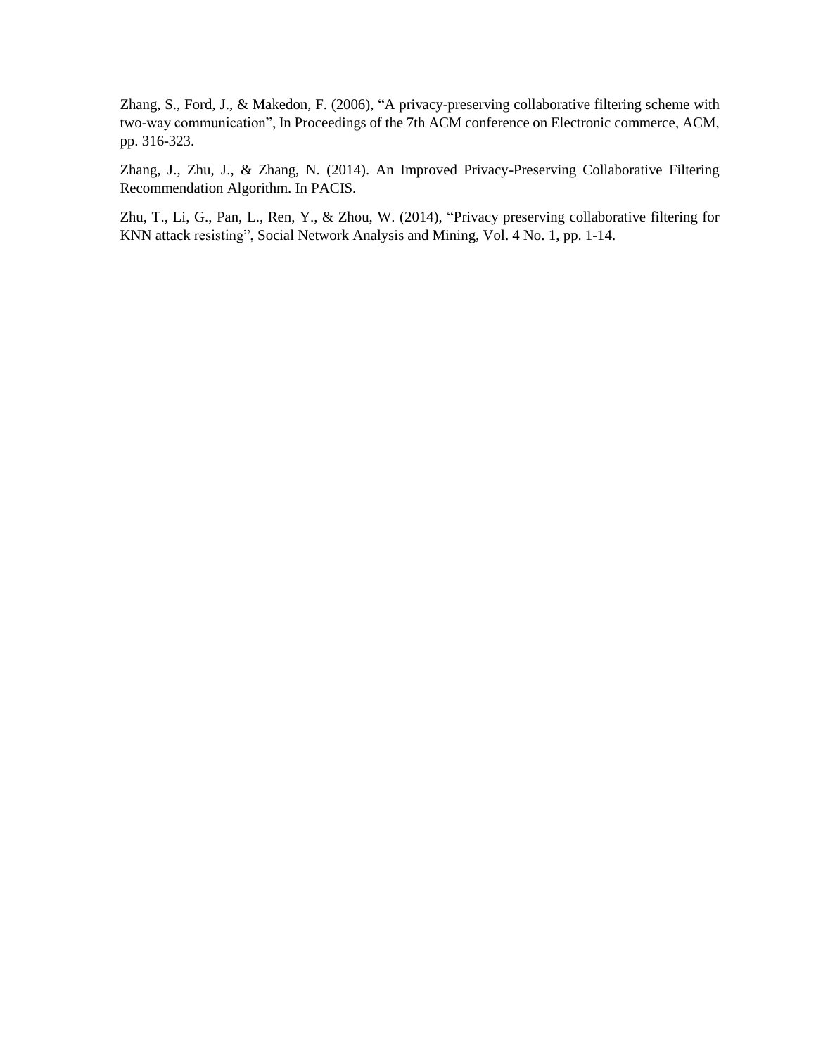Zhang, S., Ford, J., & Makedon, F. (2006), “A privacy-preserving collaborative filtering scheme with two-way communication”, In Proceedings of the 7th ACM conference on Electronic commerce, ACM, pp. 316-323.

Zhang, J., Zhu, J., & Zhang, N. (2014). An Improved Privacy-Preserving Collaborative Filtering Recommendation Algorithm. In PACIS.

Zhu, T., Li, G., Pan, L., Ren, Y., & Zhou, W. (2014), “Privacy preserving collaborative filtering for KNN attack resisting”, Social Network Analysis and Mining, Vol. 4 No. 1, pp. 1-14.